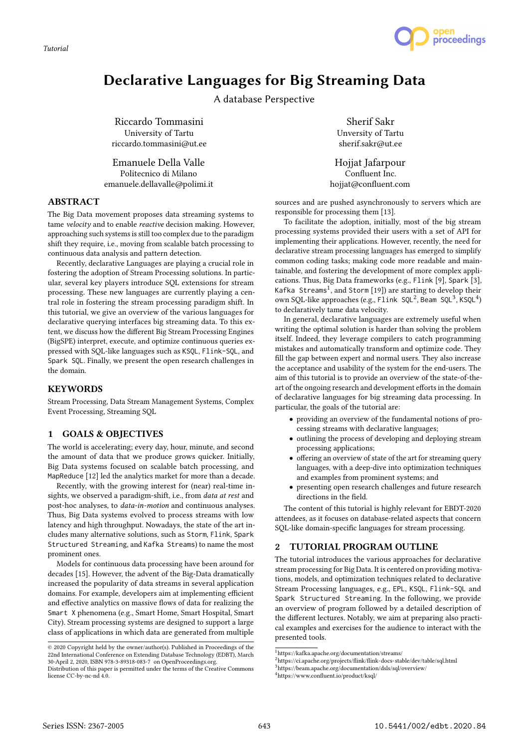Tutorial

# Declarative Languages for Big Streaming Data

A database Perspective

Riccardo Tommasini
University of Tartu
riccardo.tommasini@ut.ee

Sherif Sakr
Unversity of Tartu
sherif.sakr@ut.ee

Emanuele Della Valle
Politecnico di Milano
emanuele.dellavalle@polimi.it

Hojjat Jafarpour
Confluent Inc.
hojjat@confluent.com

## ABSTRACT

The Big Data movement proposes data streaming systems to tame *velocity* and to enable *reactive* decision making. However, approaching such systems is still too complex due to the paradigm shift they require, i.e., moving from scalable batch processing to continuous data analysis and pattern detection.

Recently, declarative Languages are playing a crucial role in fostering the adoption of Stream Processing solutions. In particular, several key players introduce SQL extensions for stream processing. These new languages are currently playing a central role in fostering the stream processing paradigm shift. In this tutorial, we give an overview of the various languages for declarative querying interfaces big streaming data. To this extent, we discuss how the different Big Stream Processing Engines (BigSPE) interpret, execute, and optimize continuous queries expressed with SQL-like languages such as `KSQL`, `Flink-SQL`, and `Spark SQL`. Finally, we present the open research challenges in the domain.

## KEYWORDS

Stream Processing, Data Stream Management Systems, Complex Event Processing, Streaming SQL

## 1 GOALS & OBJECTIVES

The world is accelerating; every day, hour, minute, and second the amount of data that we produce grows quicker. Initially, Big Data systems focused on scalable batch processing, and `MapReduce` [12] led the analytics market for more than a decade.

Recently, with the growing interest for (near) real-time insights, we observed a paradigm-shift, i.e., from *data at rest* and post-hoc analyses, to *data-in-motion* and continuous analyses. Thus, Big Data systems evolved to process streams with low latency and high throughput. Nowadays, the state of the art includes many alternative solutions, such as `Storm`, `Flink`, `Spark Structured Streaming`, and `Kafka Streams`) to name the most prominent ones.

Models for continuous data processing have been around for decades [15]. However, the advent of the Big-Data dramatically increased the popularity of data streams in several application domains. For example, developers aim at implementing efficient and effective analytics on massive flows of data for realizing the `Smart X` phenomena (e.g., Smart Home, Smart Hospital, Smart City). Stream processing systems are designed to support a large class of applications in which data are generated from multiple sources and are pushed asynchronously to servers which are responsible for processing them [13].

To facilitate the adoption, initially, most of the big stream processing systems provided their users with a set of API for implementing their applications. However, recently, the need for declarative stream processing languages has emerged to simplify common coding tasks; making code more readable and maintainable, and fostering the development of more complex applications. Thus, Big Data frameworks (e.g., `Flink` [9], `Spark` [3], `Kafka Streams`[1], and `Storm` [19]) are starting to develop their own SQL-like approaches (e.g., `Flink SQL`[2], `Beam SQL`[3], `KSQL`[4]) to declaratively tame data velocity.

In general, declarative languages are extremely useful when writing the optimal solution is harder than solving the problem itself. Indeed, they leverage compilers to catch programming mistakes and automatically transform and optimize code. They fill the gap between expert and normal users. They also increase the acceptance and usability of the system for the end-users. The aim of this tutorial is to provide an overview of the state-of-the-art of the ongoing research and development efforts in the domain of declarative languages for big streaming data processing. In particular, the goals of the tutorial are:

- providing an overview of the fundamental notions of processing streams with declarative languages;
- outlining the process of developing and deploying stream processing applications;
- offering an overview of state of the art for streaming query languages, with a deep-dive into optimization techniques and examples from prominent systems; and
- presenting open research challenges and future research directions in the field.

The content of this tutorial is highly relevant for EBDT-2020 attendees, as it focuses on database-related aspects that concern SQL-like domain-specific languages for stream processing.

## 2 TUTORIAL PROGRAM OUTLINE

The tutorial introduces the various approaches for declarative stream processing for Big Data. It is centered on providing motivations, models, and optimization techniques related to declarative Stream Processing languages, e.g., `EPL`, `KSQL`, `Flink-SQL` and `Spark Structured Streaming`. In the following, we provide an overview of program followed by a detailed description of the different lectures. Notably, we aim at preparing also practical examples and exercises for the audience to interact with the presented tools.

[1] https://kafka.apache.org/documentation/streams/
[2] https://ci.apache.org/projects/flink/flink-docs-stable/dev/table/sql.html
[3] https://beam.apache.org/documentation/dsls/sql/overview/
[4] https://www.confluent.io/product/ksql/

© 2020 Copyright held by the owner/author(s). Published in Proceedings of the 22nd International Conference on Extending Database Technology (EDBT), March 30-April 2, 2020, ISBN 978-3-89318-083-7 on OpenProceedings.org.
Distribution of this paper is permitted under the terms of the Creative Commons license CC-by-nc-nd 4.0.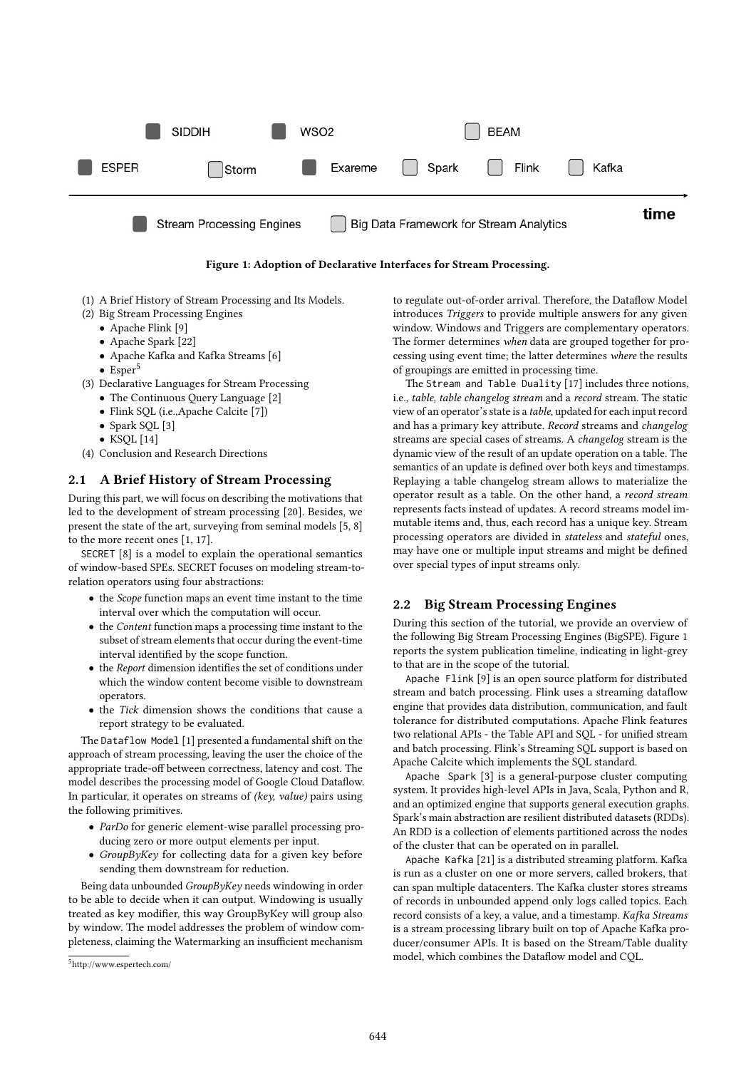SIDDIH WSO2 BEAM

ESPER Storm Exareme Spark Flink Kafka

time

Stream Processing Engines Big Data Framework for Stream Analytics

**Figure 1: Adoption of Declarative Interfaces for Stream Processing.**

(1) A Brief History of Stream Processing and Its Models.
(2) Big Stream Processing Engines
  - Apache Flink [9]
  - Apache Spark [22]
  - Apache Kafka and Kafka Streams [6]
  - Esper[5]
(3) Declarative Languages for Stream Processing
  - The Continuous Query Language [2]
  - Flink SQL (i.e.,Apache Calcite [7])
  - Spark SQL [3]
  - KSQL [14]
(4) Conclusion and Research Directions

## 2.1 A Brief History of Stream Processing

During this part, we will focus on describing the motivations that led to the development of stream processing [20]. Besides, we present the state of the art, surveying from seminal models [5, 8] to the more recent ones [1, 17].

`SECRET` [8] is a model to explain the operational semantics of window-based SPEs. SECRET focuses on modeling stream-to-relation operators using four abstractions:

- the *Scope* function maps an event time instant to the time interval over which the computation will occur.
- the *Content* function maps a processing time instant to the subset of stream elements that occur during the event-time interval identified by the scope function.
- the *Report* dimension identifies the set of conditions under which the window content become visible to downstream operators.
- the *Tick* dimension shows the conditions that cause a report strategy to be evaluated.

The `Dataflow Model` [1] presented a fundamental shift on the approach of stream processing, leaving the user the choice of the appropriate trade-off between correctness, latency and cost. The model describes the processing model of Google Cloud Dataflow. In particular, it operates on streams of *(key, value)* pairs using the following primitives.

- *ParDo* for generic element-wise parallel processing producing zero or more output elements per input.
- *GroupByKey* for collecting data for a given key before sending them downstream for reduction.

Being data unbounded *GroupByKey* needs windowing in order to be able to decide when it can output. Windowing is usually treated as key modifier, this way GroupByKey will group also by window. The model addresses the problem of window completeness, claiming the Watermarking an insufficient mechanism to regulate out-of-order arrival. Therefore, the Dataflow Model introduces *Triggers* to provide multiple answers for any given window. Windows and Triggers are complementary operators. The former determines *when* data are grouped together for processing using event time; the latter determines *where* the results of groupings are emitted in processing time.

The `Stream and Table Duality` [17] includes three notions, i.e., *table*, *table changelog stream* and a *record* stream. The static view of an operator's state is a *table*, updated for each input record and has a primary key attribute. *Record* streams and *changelog* streams are special cases of streams. A *changelog* stream is the dynamic view of the result of an update operation on a table. The semantics of an update is defined over both keys and timestamps. Replaying a table changelog stream allows to materialize the operator result as a table. On the other hand, a *record stream* represents facts instead of updates. A record streams model immutable items and, thus, each record has a unique key. Stream processing operators are divided in *stateless* and *stateful* ones, may have one or multiple input streams and might be defined over special types of input streams only.

## 2.2 Big Stream Processing Engines

During this section of the tutorial, we provide an overview of the following Big Stream Processing Engines (BigSPE). Figure 1 reports the system publication timeline, indicating in light-grey to that are in the scope of the tutorial.

`Apache Flink` [9] is an open source platform for distributed stream and batch processing. Flink uses a streaming dataflow engine that provides data distribution, communication, and fault tolerance for distributed computations. Apache Flink features two relational APIs - the Table API and SQL - for unified stream and batch processing. Flink's Streaming SQL support is based on Apache Calcite which implements the SQL standard.

`Apache Spark` [3] is a general-purpose cluster computing system. It provides high-level APIs in Java, Scala, Python and R, and an optimized engine that supports general execution graphs. Spark's main abstraction are resilient distributed datasets (RDDs). An RDD is a collection of elements partitioned across the nodes of the cluster that can be operated on in parallel.

`Apache Kafka` [21] is a distributed streaming platform. Kafka is run as a cluster on one or more servers, called brokers, that can span multiple datacenters. The Kafka cluster stores streams of records in unbounded append only logs called topics. Each record consists of a key, a value, and a timestamp. *Kafka Streams* is a stream processing library built on top of Apache Kafka producer/consumer APIs. It is based on the Stream/Table duality model, which combines the Dataflow model and CQL.

[5] http://www.espertech.com/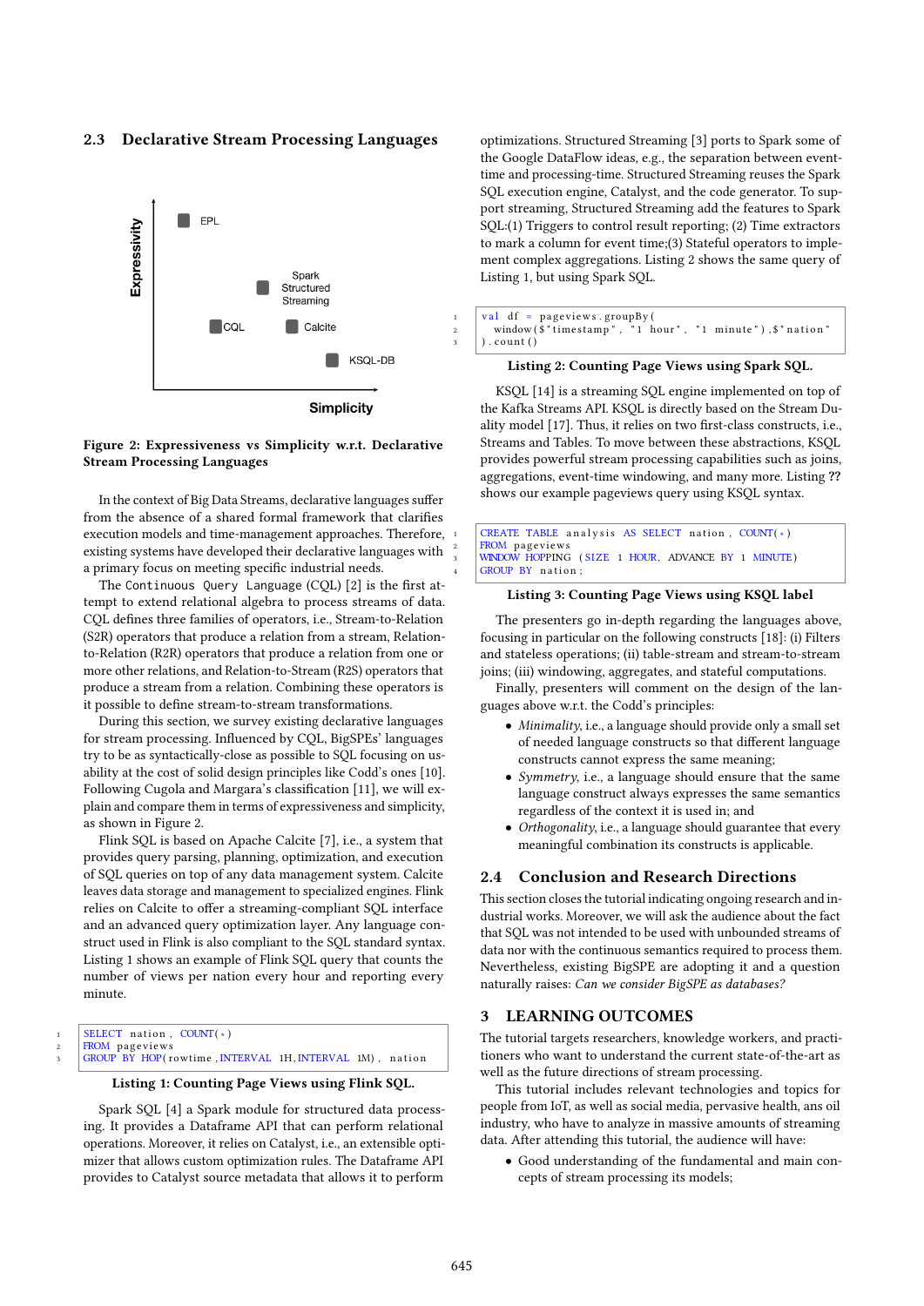### 2.3 Declarative Stream Processing Languages

Figure 2: Expressiveness vs Simplicity w.r.t. Declarative Stream Processing Languages

In the context of Big Data Streams, declarative languages suffer from the absence of a shared formal framework that clarifies execution models and time-management approaches. Therefore, existing systems have developed their declarative languages with a primary focus on meeting specific industrial needs.

The Continuous Query Language (CQL) [2] is the first attempt to extend relational algebra to process streams of data. CQL defines three families of operators, i.e., Stream-to-Relation (S2R) operators that produce a relation from a stream, Relation-to-Relation (R2R) operators that produce a relation from one or more other relations, and Relation-to-Stream (R2S) operators that produce a stream from a relation. Combining these operators is it possible to define stream-to-stream transformations.

During this section, we survey existing declarative languages for stream processing. Influenced by CQL, BigSPEs' languages try to be as syntactically-close as possible to SQL focusing on usability at the cost of solid design principles like Codd's ones [10]. Following Cugola and Margara's classification [11], we will explain and compare them in terms of expressiveness and simplicity, as shown in Figure 2.

Flink SQL is based on Apache Calcite [7], i.e., a system that provides query parsing, planning, optimization, and execution of SQL queries on top of any data management system. Calcite leaves data storage and management to specialized engines. Flink relies on Calcite to offer a streaming-compliant SQL interface and an advanced query optimization layer. Any language construct used in Flink is also compliant to the SQL standard syntax. Listing 1 shows an example of Flink SQL query that counts the number of views per nation every hour and reporting every minute.

```
SELECT nation, COUNT(*)
FROM pageviews
GROUP BY HOP(rowtime,INTERVAL 1H,INTERVAL 1M), nation
```

**Listing 1: Counting Page Views using Flink SQL.**

Spark SQL [4] a Spark module for structured data processing. It provides a Dataframe API that can perform relational operations. Moreover, it relies on Catalyst, i.e., an extensible optimizer that allows custom optimization rules. The Dataframe API provides to Catalyst source metadata that allows it to perform optimizations. Structured Streaming [3] ports to Spark some of the Google DataFlow ideas, e.g., the separation between event-time and processing-time. Structured Streaming reuses the Spark SQL execution engine, Catalyst, and the code generator. To support streaming, Structured Streaming add the features to Spark SQL:(1) Triggers to control result reporting; (2) Time extractors to mark a column for event time;(3) Stateful operators to implement complex aggregations. Listing 2 shows the same query of Listing 1, but using Spark SQL.

```
val df = pageviews.groupBy(
  window($"timestamp", "1 hour", "1 minute"),$"nation"
).count()
```

**Listing 2: Counting Page Views using Spark SQL.**

KSQL [14] is a streaming SQL engine implemented on top of the Kafka Streams API. KSQL is directly based on the Stream Duality model [17]. Thus, it relies on two first-class constructs, i.e., Streams and Tables. To move between these abstractions, KSQL provides powerful stream processing capabilities such as joins, aggregations, event-time windowing, and many more. Listing ?? shows our example pageviews query using KSQL syntax.

```
CREATE TABLE analysis AS SELECT nation, COUNT(*)
FROM pageviews
WINDOW HOPPING (SIZE 1 HOUR, ADVANCE BY 1 MINUTE)
GROUP BY nation;
```

**Listing 3: Counting Page Views using KSQL label**

The presenters go in-depth regarding the languages above, focusing in particular on the following constructs [18]: (i) Filters and stateless operations; (ii) table-stream and stream-to-stream joins; (iii) windowing, aggregates, and stateful computations.

Finally, presenters will comment on the design of the languages above w.r.t. the Codd's principles:

- *Minimality*, i.e., a language should provide only a small set of needed language constructs so that different language constructs cannot express the same meaning;
- *Symmetry*, i.e., a language should ensure that the same language construct always expresses the same semantics regardless of the context it is used in; and
- *Orthogonality*, i.e., a language should guarantee that every meaningful combination its constructs is applicable.

### 2.4 Conclusion and Research Directions

This section closes the tutorial indicating ongoing research and industrial works. Moreover, we will ask the audience about the fact that SQL was not intended to be used with unbounded streams of data nor with the continuous semantics required to process them. Nevertheless, existing BigSPE are adopting it and a question naturally raises: *Can we consider BigSPE as databases?*

## 3 LEARNING OUTCOMES

The tutorial targets researchers, knowledge workers, and practitioners who want to understand the current state-of-the-art as well as the future directions of stream processing.

This tutorial includes relevant technologies and topics for people from IoT, as well as social media, pervasive health, ans oil industry, who have to analyze in massive amounts of streaming data. After attending this tutorial, the audience will have:

- Good understanding of the fundamental and main concepts of stream processing its models;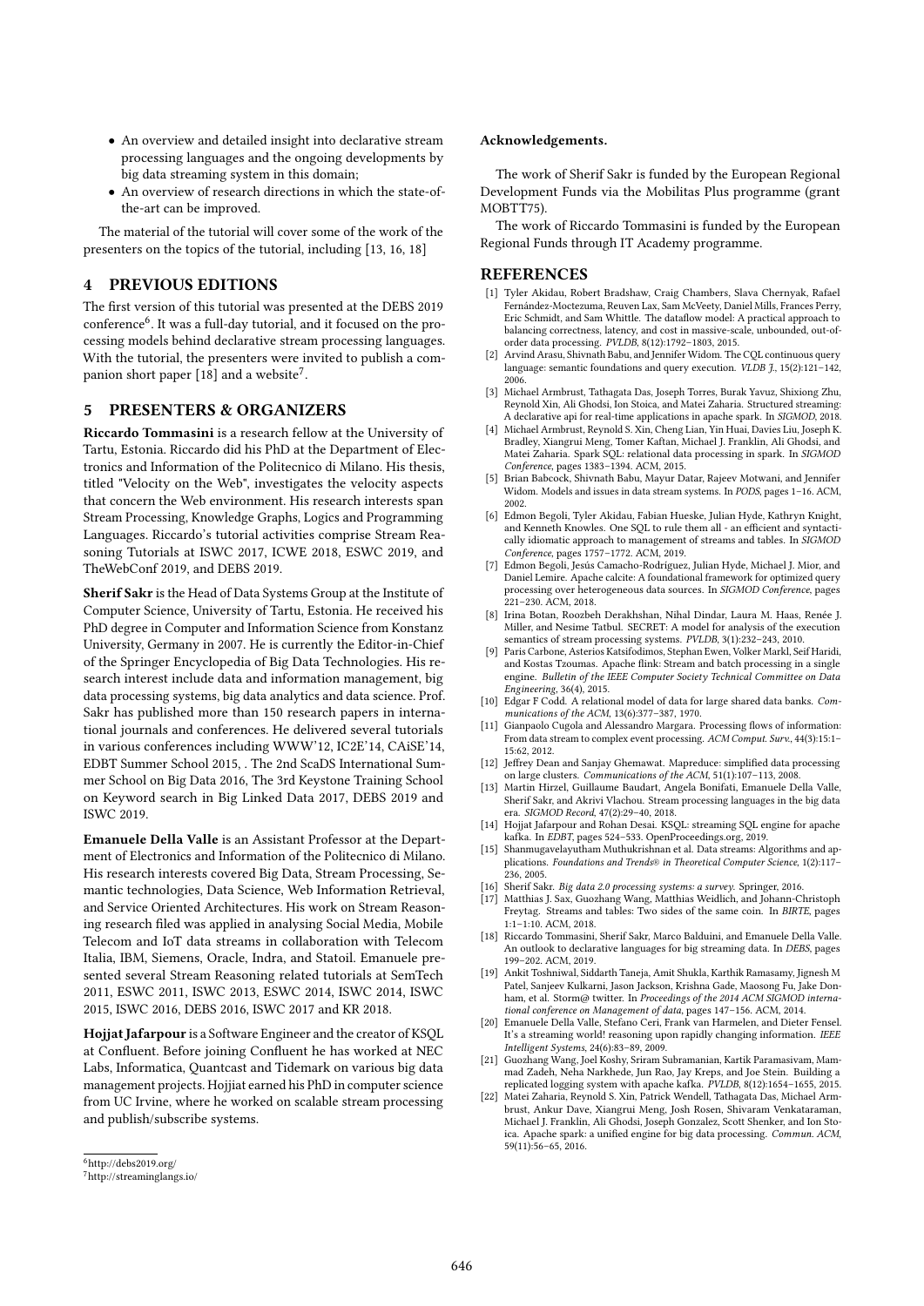- An overview and detailed insight into declarative stream processing languages and the ongoing developments by big data streaming system in this domain;
- An overview of research directions in which the state-of-the-art can be improved.

The material of the tutorial will cover some of the work of the presenters on the topics of the tutorial, including [13, 16, 18]

## 4 PREVIOUS EDITIONS

The first version of this tutorial was presented at the DEBS 2019 conference[6]. It was a full-day tutorial, and it focused on the processing models behind declarative stream processing languages. With the tutorial, the presenters were invited to publish a companion short paper [18] and a website[7].

## 5 PRESENTERS & ORGANIZERS

**Riccardo Tommasini** is a research fellow at the University of Tartu, Estonia. Riccardo did his PhD at the Department of Electronics and Information of the Politecnico di Milano. His thesis, titled "Velocity on the Web", investigates the velocity aspects that concern the Web environment. His research interests span Stream Processing, Knowledge Graphs, Logics and Programming Languages. Riccardo's tutorial activities comprise Stream Reasoning Tutorials at ISWC 2017, ICWE 2018, ESWC 2019, and TheWebConf 2019, and DEBS 2019.

**Sherif Sakr** is the Head of Data Systems Group at the Institute of Computer Science, University of Tartu, Estonia. He received his PhD degree in Computer and Information Science from Konstanz University, Germany in 2007. He is currently the Editor-in-Chief of the Springer Encyclopedia of Big Data Technologies. His research interest include data and information management, big data processing systems, big data analytics and data science. Prof. Sakr has published more than 150 research papers in international journals and conferences. He delivered several tutorials in various conferences including WWW'12, IC2E'14, CAiSE'14, EDBT Summer School 2015, . The 2nd ScaDS International Summer School on Big Data 2016, The 3rd Keystone Training School on Keyword search in Big Linked Data 2017, DEBS 2019 and ISWC 2019.

**Emanuele Della Valle** is an Assistant Professor at the Department of Electronics and Information of the Politecnico di Milano. His research interests covered Big Data, Stream Processing, Semantic technologies, Data Science, Web Information Retrieval, and Service Oriented Architectures. His work on Stream Reasoning research filed was applied in analysing Social Media, Mobile Telecom and IoT data streams in collaboration with Telecom Italia, IBM, Siemens, Oracle, Indra, and Statoil. Emanuele presented several Stream Reasoning related tutorials at SemTech 2011, ESWC 2011, ISWC 2013, ESWC 2014, ISWC 2014, ISWC 2015, ISWC 2016, DEBS 2016, ISWC 2017 and KR 2018.

**Hojjat Jafarpour** is a Software Engineer and the creator of KSQL at Confluent. Before joining Confluent he has worked at NEC Labs, Informatica, Quantcast and Tidemark on various big data management projects. Hojjiat earned his PhD in computer science from UC Irvine, where he worked on scalable stream processing and publish/subscribe systems.

[6] http://debs2019.org/

[7] http://streaminglangs.io/

**Acknowledgements.**

The work of Sherif Sakr is funded by the European Regional Development Funds via the Mobilitas Plus programme (grant MOBTT75).

The work of Riccardo Tommasini is funded by the European Regional Funds through IT Academy programme.

## REFERENCES

[1] Tyler Akidau, Robert Bradshaw, Craig Chambers, Slava Chernyak, Rafael Fernández-Moctezuma, Reuven Lax, Sam McVeety, Daniel Mills, Frances Perry, Eric Schmidt, and Sam Whittle. The dataflow model: A practical approach to balancing correctness, latency, and cost in massive-scale, unbounded, out-of-order data processing. *PVLDB*, 8(12):1792–1803, 2015.

[2] Arvind Arasu, Shivnath Babu, and Jennifer Widom. The CQL continuous query language: semantic foundations and query execution. *VLDB J.*, 15(2):121–142, 2006.

[3] Michael Armbrust, Tathagata Das, Joseph Torres, Burak Yavuz, Shixiong Zhu, Reynold Xin, Ali Ghodsi, Ion Stoica, and Matei Zaharia. Structured streaming: A declarative api for real-time applications in apache spark. In *SIGMOD*, 2018.

[4] Michael Armbrust, Reynold S. Xin, Cheng Lian, Yin Huai, Davies Liu, Joseph K. Bradley, Xiangrui Meng, Tomer Kaftan, Michael J. Franklin, Ali Ghodsi, and Matei Zaharia. Spark SQL: relational data processing in spark. In *SIGMOD Conference*, pages 1383–1394. ACM, 2015.

[5] Brian Babcock, Shivnath Babu, Mayur Datar, Rajeev Motwani, and Jennifer Widom. Models and issues in data stream systems. In *PODS*, pages 1–16. ACM, 2002.

[6] Edmon Begoli, Tyler Akidau, Fabian Hueske, Julian Hyde, Kathryn Knight, and Kenneth Knowles. One SQL to rule them all - an efficient and syntactically idiomatic approach to management of streams and tables. In *SIGMOD Conference*, pages 1757–1772. ACM, 2019.

[7] Edmon Begoli, Jesús Camacho-Rodríguez, Julian Hyde, Michael J. Mior, and Daniel Lemire. Apache calcite: A foundational framework for optimized query processing over heterogeneous data sources. In *SIGMOD Conference*, pages 221–230. ACM, 2018.

[8] Irina Botan, Roozbeh Derakhshan, Nihal Dindar, Laura M. Haas, Renée J. Miller, and Nesime Tatbul. SECRET: A model for analysis of the execution semantics of stream processing systems. *PVLDB*, 3(1):232–243, 2010.

[9] Paris Carbone, Asterios Katsifodimos, Stephan Ewen, Volker Markl, Seif Haridi, and Kostas Tzoumas. Apache flink: Stream and batch processing in a single engine. *Bulletin of the IEEE Computer Society Technical Committee on Data Engineering*, 36(4), 2015.

[10] Edgar F Codd. A relational model of data for large shared data banks. *Communications of the ACM*, 13(6):377–387, 1970.

[11] Gianpaolo Cugola and Alessandro Margara. Processing flows of information: From data stream to complex event processing. *ACM Comput. Surv.*, 44(3):15:1–15:62, 2012.

[12] Jeffrey Dean and Sanjay Ghemawat. Mapreduce: simplified data processing on large clusters. *Communications of the ACM*, 51(1):107–113, 2008.

[13] Martin Hirzel, Guillaume Baudart, Angela Bonifati, Emanuele Della Valle, Sherif Sakr, and Akrivi Vlachou. Stream processing languages in the big data era. *SIGMOD Record*, 47(2):29–40, 2018.

[14] Hojjat Jafarpour and Rohan Desai. KSQL: streaming SQL engine for apache kafka. In *EDBT*, pages 524–533. OpenProceedings.org, 2019.

[15] Shanmugavelayutham Muthukrishnan et al. Data streams: Algorithms and applications. *Foundations and Trends® in Theoretical Computer Science*, 1(2):117–236, 2005.

[16] Sherif Sakr. *Big data 2.0 processing systems: a survey*. Springer, 2016.

[17] Matthias J. Sax, Guozhang Wang, Matthias Weidlich, and Johann-Christoph Freytag. Streams and tables: Two sides of the same coin. In *BIRTE*, pages 1:1–1:10. ACM, 2018.

[18] Riccardo Tommasini, Sherif Sakr, Marco Balduini, and Emanuele Della Valle. An outlook to declarative languages for big streaming data. In *DEBS*, pages 199–202. ACM, 2019.

[19] Ankit Toshniwal, Siddarth Taneja, Amit Shukla, Karthik Ramasamy, Jignesh M Patel, Sanjeev Kulkarni, Jason Jackson, Krishna Gade, Maosong Fu, Jake Donham, et al. Storm@ twitter. In *Proceedings of the 2014 ACM SIGMOD international conference on Management of data*, pages 147–156. ACM, 2014.

[20] Emanuele Della Valle, Stefano Ceri, Frank van Harmelen, and Dieter Fensel. It's a streaming world! reasoning upon rapidly changing information. *IEEE Intelligent Systems*, 24(6):83–89, 2009.

[21] Guozhang Wang, Joel Koshy, Sriram Subramanian, Kartik Paramasivam, Mammad Zadeh, Neha Narkhede, Jun Rao, Jay Kreps, and Joe Stein. Building a replicated logging system with apache kafka. *PVLDB*, 8(12):1654–1655, 2015.

[22] Matei Zaharia, Reynold S. Xin, Patrick Wendell, Tathagata Das, Michael Armbrust, Ankur Dave, Xiangrui Meng, Josh Rosen, Shivaram Venkataraman, Michael J. Franklin, Ali Ghodsi, Joseph Gonzalez, Scott Shenker, and Ion Stoica. Apache spark: a unified engine for big data processing. *Commun. ACM*, 59(11):56–65, 2016.